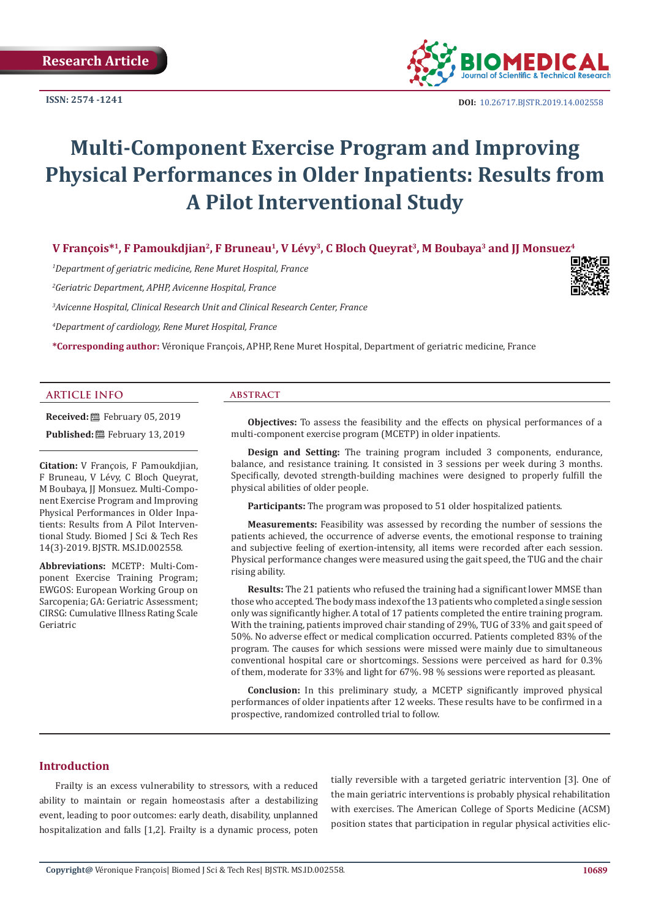Research Article

ISSN: 2574 -1241

DOI: 10.26717.BJSTR.2019.14.002558

# Multi-Component Exercise Program and Improving Physical Performances in Older Inpatients: Results from A Pilot Interventional Study

**V François*[1], F Pamoukdjian[2], F Bruneau[1], V Lévy[3], C Bloch Queyrat[3], M Boubaya[3] and JJ Monsuez[4]**

[1]*Department of geriatric medicine, Rene Muret Hospital, France*

[2]*Geriatric Department, APHP, Avicenne Hospital, France*

[3]*Avicenne Hospital, Clinical Research Unit and Clinical Research Center, France*

[4]*Department of cardiology, Rene Muret Hospital, France*

**\*Corresponding author:** Véronique François, APHP, Rene Muret Hospital, Department of geriatric medicine, France

## ARTICLE INFO

**Received:** February 05, 2019

**Published:** February 13, 2019

**Citation:** V François, F Pamoukdjian, F Bruneau, V Lévy, C Bloch Queyrat, M Boubaya, JJ Monsuez. Multi-Component Exercise Program and Improving Physical Performances in Older Inpatients: Results from A Pilot Interventional Study. Biomed J Sci & Tech Res 14(3)-2019. BJSTR. MS.ID.002558.

**Abbreviations:** MCETP: Multi-Component Exercise Training Program; EWGOS: European Working Group on Sarcopenia; GA: Geriatric Assessment; CIRSG: Cumulative Illness Rating Scale Geriatric

## ABSTRACT

**Objectives:** To assess the feasibility and the effects on physical performances of a multi-component exercise program (MCETP) in older inpatients.

**Design and Setting:** The training program included 3 components, endurance, balance, and resistance training. It consisted in 3 sessions per week during 3 months. Specifically, devoted strength-building machines were designed to properly fulfill the physical abilities of older people.

**Participants:** The program was proposed to 51 older hospitalized patients.

**Measurements:** Feasibility was assessed by recording the number of sessions the patients achieved, the occurrence of adverse events, the emotional response to training and subjective feeling of exertion-intensity, all items were recorded after each session. Physical performance changes were measured using the gait speed, the TUG and the chair rising ability.

**Results:** The 21 patients who refused the training had a significant lower MMSE than those who accepted. The body mass index of the 13 patients who completed a single session only was significantly higher. A total of 17 patients completed the entire training program. With the training, patients improved chair standing of 29%, TUG of 33% and gait speed of 50%. No adverse effect or medical complication occurred. Patients completed 83% of the program. The causes for which sessions were missed were mainly due to simultaneous conventional hospital care or shortcomings. Sessions were perceived as hard for 0.3% of them, moderate for 33% and light for 67%. 98 % sessions were reported as pleasant.

**Conclusion:** In this preliminary study, a MCETP significantly improved physical performances of older inpatients after 12 weeks. These results have to be confirmed in a prospective, randomized controlled trial to follow.

## Introduction

Frailty is an excess vulnerability to stressors, with a reduced ability to maintain or regain homeostasis after a destabilizing event, leading to poor outcomes: early death, disability, unplanned hospitalization and falls [1,2]. Frailty is a dynamic process, potentially reversible with a targeted geriatric intervention [3]. One of the main geriatric interventions is probably physical rehabilitation with exercises. The American College of Sports Medicine (ACSM) position states that participation in regular physical activities elic-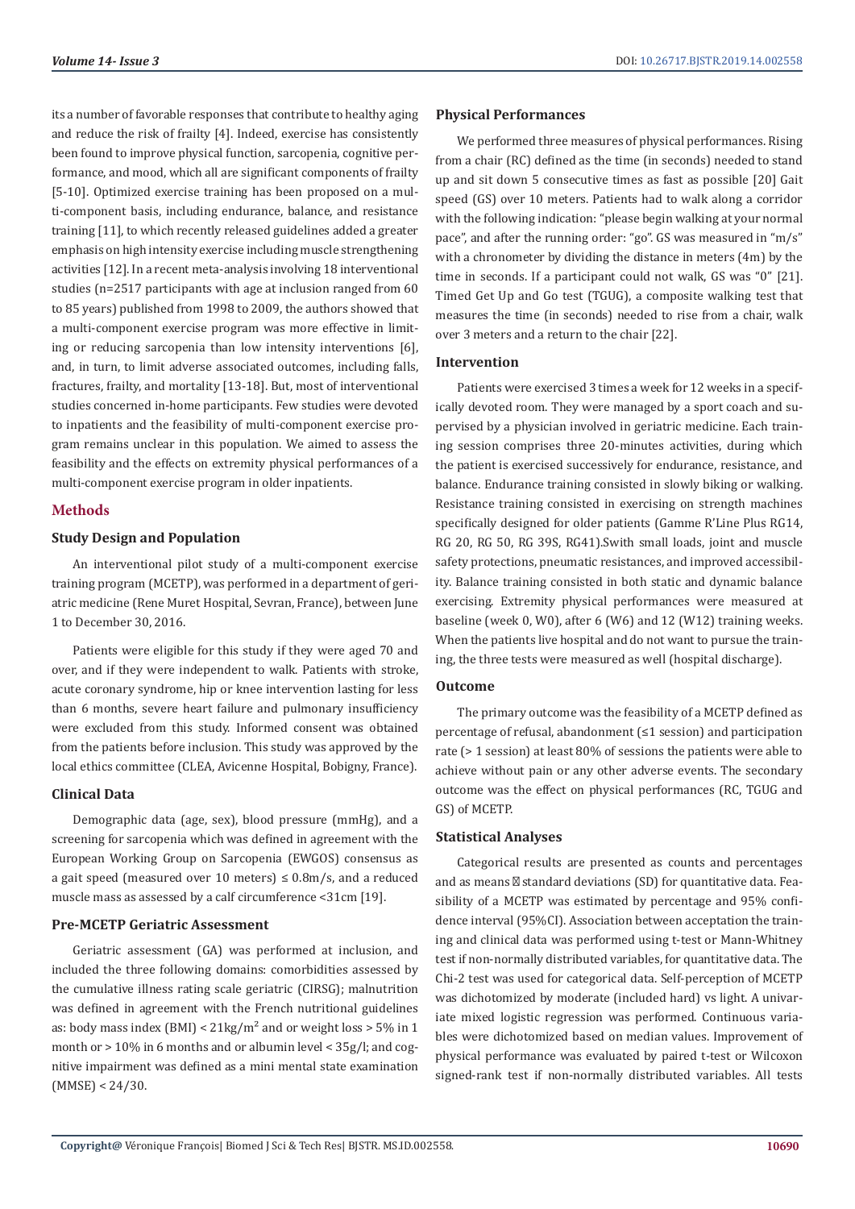its a number of favorable responses that contribute to healthy aging and reduce the risk of frailty [4]. Indeed, exercise has consistently been found to improve physical function, sarcopenia, cognitive performance, and mood, which all are significant components of frailty [5-10]. Optimized exercise training has been proposed on a multi-component basis, including endurance, balance, and resistance training [11], to which recently released guidelines added a greater emphasis on high intensity exercise including muscle strengthening activities [12]. In a recent meta-analysis involving 18 interventional studies (n=2517 participants with age at inclusion ranged from 60 to 85 years) published from 1998 to 2009, the authors showed that a multi-component exercise program was more effective in limiting or reducing sarcopenia than low intensity interventions [6], and, in turn, to limit adverse associated outcomes, including falls, fractures, frailty, and mortality [13-18]. But, most of interventional studies concerned in-home participants. Few studies were devoted to inpatients and the feasibility of multi-component exercise program remains unclear in this population. We aimed to assess the feasibility and the effects on extremity physical performances of a multi-component exercise program in older inpatients.

## Methods

### Study Design and Population

An interventional pilot study of a multi-component exercise training program (MCETP), was performed in a department of geriatric medicine (Rene Muret Hospital, Sevran, France), between June 1 to December 30, 2016.

Patients were eligible for this study if they were aged 70 and over, and if they were independent to walk. Patients with stroke, acute coronary syndrome, hip or knee intervention lasting for less than 6 months, severe heart failure and pulmonary insufficiency were excluded from this study. Informed consent was obtained from the patients before inclusion. This study was approved by the local ethics committee (CLEA, Avicenne Hospital, Bobigny, France).

### Clinical Data

Demographic data (age, sex), blood pressure (mmHg), and a screening for sarcopenia which was defined in agreement with the European Working Group on Sarcopenia (EWGOS) consensus as a gait speed (measured over 10 meters) ≤ 0.8m/s, and a reduced muscle mass as assessed by a calf circumference <31cm [19].

### Pre-MCETP Geriatric Assessment

Geriatric assessment (GA) was performed at inclusion, and included the three following domains: comorbidities assessed by the cumulative illness rating scale geriatric (CIRSG); malnutrition was defined in agreement with the French nutritional guidelines as: body mass index (BMI) < $21kg/m^2$ and or weight loss > 5% in 1 month or > 10% in 6 months and or albumin level < 35g/l; and cognitive impairment was defined as a mini mental state examination (MMSE) < 24/30.

### Physical Performances

We performed three measures of physical performances. Rising from a chair (RC) defined as the time (in seconds) needed to stand up and sit down 5 consecutive times as fast as possible [20] Gait speed (GS) over 10 meters. Patients had to walk along a corridor with the following indication: "please begin walking at your normal pace", and after the running order: "go". GS was measured in "m/s" with a chronometer by dividing the distance in meters (4m) by the time in seconds. If a participant could not walk, GS was "0" [21]. Timed Get Up and Go test (TGUG), a composite walking test that measures the time (in seconds) needed to rise from a chair, walk over 3 meters and a return to the chair [22].

### Intervention

Patients were exercised 3 times a week for 12 weeks in a specifically devoted room. They were managed by a sport coach and supervised by a physician involved in geriatric medicine. Each training session comprises three 20-minutes activities, during which the patient is exercised successively for endurance, resistance, and balance. Endurance training consisted in slowly biking or walking. Resistance training consisted in exercising on strength machines specifically designed for older patients (Gamme R'Line Plus RG14, RG 20, RG 50, RG 39S, RG41).Swith small loads, joint and muscle safety protections, pneumatic resistances, and improved accessibility. Balance training consisted in both static and dynamic balance exercising. Extremity physical performances were measured at baseline (week 0, W0), after 6 (W6) and 12 (W12) training weeks. When the patients live hospital and do not want to pursue the training, the three tests were measured as well (hospital discharge).

### Outcome

The primary outcome was the feasibility of a MCETP defined as percentage of refusal, abandonment (≤1 session) and participation rate (> 1 session) at least 80% of sessions the patients were able to achieve without pain or any other adverse events. The secondary outcome was the effect on physical performances (RC, TGUG and GS) of MCETP.

### Statistical Analyses

Categorical results are presented as counts and percentages and as means ± standard deviations (SD) for quantitative data. Feasibility of a MCETP was estimated by percentage and 95% confidence interval (95%CI). Association between acceptation the training and clinical data was performed using t-test or Mann-Whitney test if non-normally distributed variables, for quantitative data. The Chi-2 test was used for categorical data. Self-perception of MCETP was dichotomized by moderate (included hard) vs light. A univariate mixed logistic regression was performed. Continuous variables were dichotomized based on median values. Improvement of physical performance was evaluated by paired t-test or Wilcoxon signed-rank test if non-normally distributed variables. All tests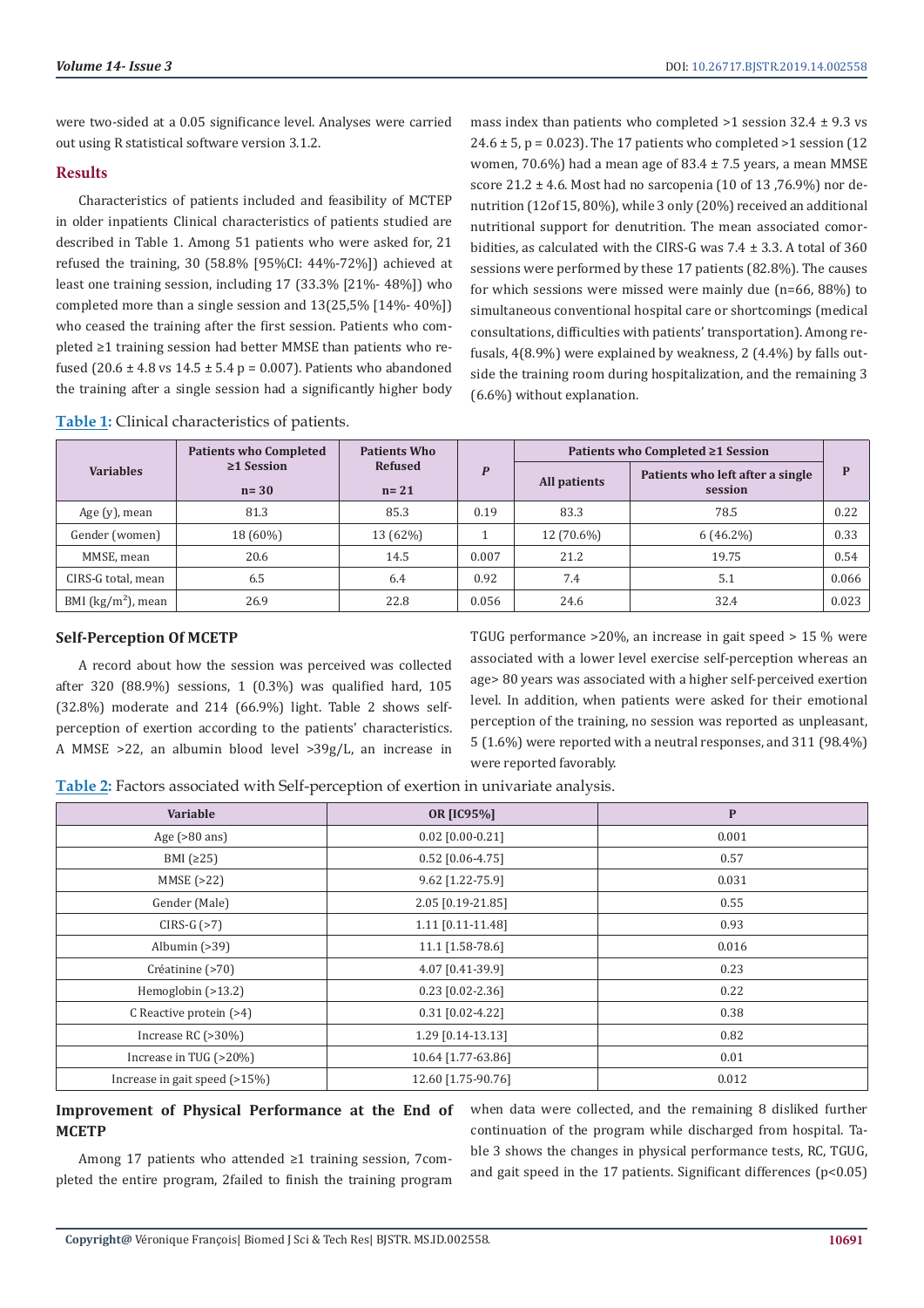were two-sided at a 0.05 significance level. Analyses were carried out using R statistical software version 3.1.2.

## Results

Characteristics of patients included and feasibility of MCTEP in older inpatients Clinical characteristics of patients studied are described in Table 1. Among 51 patients who were asked for, 21 refused the training, 30 (58.8% [95%CI: 44%-72%]) achieved at least one training session, including 17 (33.3% [21%- 48%]) who completed more than a single session and 13(25,5% [14%- 40%]) who ceased the training after the first session. Patients who completed ≥1 training session had better MMSE than patients who refused (20.6 ± 4.8 vs 14.5 ± 5.4 p = 0.007). Patients who abandoned the training after a single session had a significantly higher body mass index than patients who completed >1 session 32.4 ± 9.3 vs 24.6 ± 5, p = 0.023). The 17 patients who completed >1 session (12 women, 70.6%) had a mean age of 83.4 ± 7.5 years, a mean MMSE score 21.2 ± 4.6. Most had no sarcopenia (10 of 13 ,76.9%) nor denutrition (12of 15, 80%), while 3 only (20%) received an additional nutritional support for denutrition. The mean associated comorbidities, as calculated with the CIRS-G was 7.4 ± 3.3. A total of 360 sessions were performed by these 17 patients (82.8%). The causes for which sessions were missed were mainly due (n=66, 88%) to simultaneous conventional hospital care or shortcomings (medical consultations, difficulties with patients' transportation). Among refusals, 4(8.9%) were explained by weakness, 2 (4.4%) by falls outside the training room during hospitalization, and the remaining 3 (6.6%) without explanation.

**Table 1:** Clinical characteristics of patients.

| Variables | Patients who Completed ≥1 Session n= 30 | Patients Who Refused n= 21 | P | Patients who Completed ≥1 Session | | P |
|---|---|---|---|---|---|---|
| | | | | All patients | Patients who left after a single session | |
| Age (y), mean | 81.3 | 85.3 | 0.19 | 83.3 | 78.5 | 0.22 |
| Gender (women) | 18 (60%) | 13 (62%) | 1 | 12 (70.6%) | 6 (46.2%) | 0.33 |
| MMSE, mean | 20.6 | 14.5 | 0.007 | 21.2 | 19.75 | 0.54 |
| CIRS-G total, mean | 6.5 | 6.4 | 0.92 | 7.4 | 5.1 | 0.066 |
| BMI ($kg/m^2$), mean | 26.9 | 22.8 | 0.056 | 24.6 | 32.4 | 0.023 |

### Self-Perception Of MCETP

A record about how the session was perceived was collected after 320 (88.9%) sessions, 1 (0.3%) was qualified hard, 105 (32.8%) moderate and 214 (66.9%) light. Table 2 shows self-perception of exertion according to the patients' characteristics. A MMSE >22, an albumin blood level >39g/L, an increase in TGUG performance >20%, an increase in gait speed > 15 % were associated with a lower level exercise self-perception whereas an age> 80 years was associated with a higher self-perceived exertion level. In addition, when patients were asked for their emotional perception of the training, no session was reported as unpleasant, 5 (1.6%) were reported with a neutral responses, and 311 (98.4%) were reported favorably.

**Table 2:** Factors associated with Self-perception of exertion in univariate analysis.

| Variable | OR [IC95%] | P |
|---|---|---|
| Age (>80 ans) | 0.02 [0.00-0.21] | 0.001 |
| BMI (≥25) | 0.52 [0.06-4.75] | 0.57 |
| MMSE (>22) | 9.62 [1.22-75.9] | 0.031 |
| Gender (Male) | 2.05 [0.19-21.85] | 0.55 |
| CIRS-G (>7) | 1.11 [0.11-11.48] | 0.93 |
| Albumin (>39) | 11.1 [1.58-78.6] | 0.016 |
| Créatinine (>70) | 4.07 [0.41-39.9] | 0.23 |
| Hemoglobin (>13.2) | 0.23 [0.02-2.36] | 0.22 |
| C Reactive protein (>4) | 0.31 [0.02-4.22] | 0.38 |
| Increase RC (>30%) | 1.29 [0.14-13.13] | 0.82 |
| Increase in TUG (>20%) | 10.64 [1.77-63.86] | 0.01 |
| Increase in gait speed (>15%) | 12.60 [1.75-90.76] | 0.012 |

### Improvement of Physical Performance at the End of MCETP

Among 17 patients who attended ≥1 training session, 7completed the entire program, 2failed to finish the training program when data were collected, and the remaining 8 disliked further continuation of the program while discharged from hospital. Table 3 shows the changes in physical performance tests, RC, TGUG, and gait speed in the 17 patients. Significant differences (p<0.05)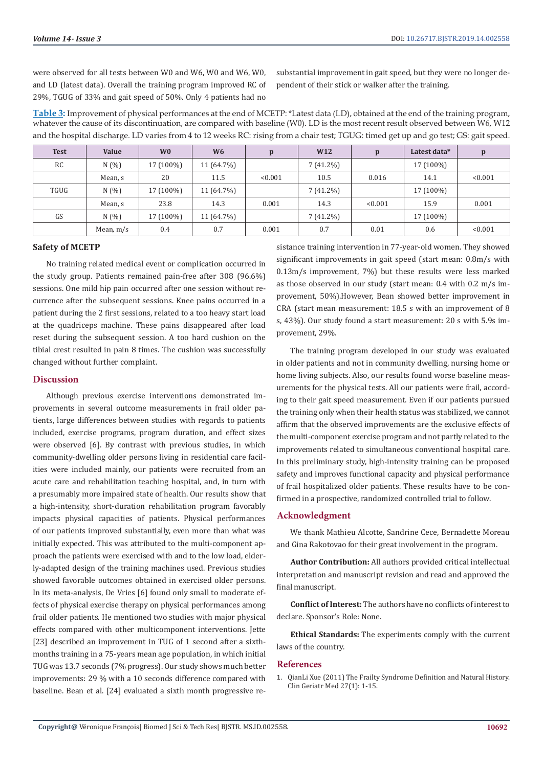were observed for all tests between W0 and W6, W0 and W6, W0, and LD (latest data). Overall the training program improved RC of 29%, TGUG of 33% and gait speed of 50%. Only 4 patients had no substantial improvement in gait speed, but they were no longer dependent of their stick or walker after the training.

**Table 3:** Improvement of physical performances at the end of MCETP: *Latest data (LD), obtained at the end of the training program, whatever the cause of its discontinuation, are compared with baseline (W0). LD is the most recent result observed between W6, W12 and the hospital discharge. LD varies from 4 to 12 weeks RC: rising from a chair test; TGUG: timed get up and go test; GS: gait speed.

| Test | Value | W0 | W6 | p | W12 | p | Latest data* | p |
|---|---|---|---|---|---|---|---|---|
| RC | N (%) | 17 (100%) | 11 (64.7%) | | 7 (41.2%) | | 17 (100%) | |
| | Mean, s | 20 | 11.5 | <0.001 | 10.5 | 0.016 | 14.1 | <0.001 |
| TGUG | N (%) | 17 (100%) | 11 (64.7%) | | 7 (41.2%) | | 17 (100%) | |
| | Mean, s | 23.8 | 14.3 | 0.001 | 14.3 | <0.001 | 15.9 | 0.001 |
| GS | N (%) | 17 (100%) | 11 (64.7%) | | 7 (41.2%) | | 17 (100%) | |
| | Mean, m/s | 0.4 | 0.7 | 0.001 | 0.7 | 0.01 | 0.6 | <0.001 |

### Safety of MCETP

No training related medical event or complication occurred in the study group. Patients remained pain-free after 308 (96.6%) sessions. One mild hip pain occurred after one session without recurrence after the subsequent sessions. Knee pains occurred in a patient during the 2 first sessions, related to a too heavy start load at the quadriceps machine. These pains disappeared after load reset during the subsequent session. A too hard cushion on the tibial crest resulted in pain 8 times. The cushion was successfully changed without further complaint.

## Discussion

Although previous exercise interventions demonstrated improvements in several outcome measurements in frail older patients, large differences between studies with regards to patients included, exercise programs, program duration, and effect sizes were observed [6]. By contrast with previous studies, in which community-dwelling older persons living in residential care facilities were included mainly, our patients were recruited from an acute care and rehabilitation teaching hospital, and, in turn with a presumably more impaired state of health. Our results show that a high-intensity, short-duration rehabilitation program favorably impacts physical capacities of patients. Physical performances of our patients improved substantially, even more than what was initially expected. This was attributed to the multi-component approach the patients were exercised with and to the low load, elderly-adapted design of the training machines used. Previous studies showed favorable outcomes obtained in exercised older persons. In its meta-analysis, De Vries [6] found only small to moderate effects of physical exercise therapy on physical performances among frail older patients. He mentioned two studies with major physical effects compared with other multicomponent interventions. Jette [23] described an improvement in TUG of 1 second after a sixth-months training in a 75-years mean age population, in which initial TUG was 13.7 seconds (7% progress). Our study shows much better improvements: 29 % with a 10 seconds difference compared with baseline. Bean et al. [24] evaluated a sixth month progressive resistance training intervention in 77-year-old women. They showed significant improvements in gait speed (start mean: 0.8m/s with 0.13m/s improvement, 7%) but these results were less marked as those observed in our study (start mean: 0.4 with 0.2 m/s improvement, 50%).However, Bean showed better improvement in CRA (start mean measurement: 18.5 s with an improvement of 8 s, 43%). Our study found a start measurement: 20 s with 5.9s improvement, 29%.

The training program developed in our study was evaluated in older patients and not in community dwelling, nursing home or home living subjects. Also, our results found worse baseline measurements for the physical tests. All our patients were frail, according to their gait speed measurement. Even if our patients pursued the training only when their health status was stabilized, we cannot affirm that the observed improvements are the exclusive effects of the multi-component exercise program and not partly related to the improvements related to simultaneous conventional hospital care. In this preliminary study, high-intensity training can be proposed safety and improves functional capacity and physical performance of frail hospitalized older patients. These results have to be confirmed in a prospective, randomized controlled trial to follow.

## Acknowledgment

We thank Mathieu Alcotte, Sandrine Cece, Bernadette Moreau and Gina Rakotovao for their great involvement in the program.

**Author Contribution:** All authors provided critical intellectual interpretation and manuscript revision and read and approved the final manuscript.

**Conflict of Interest:** The authors have no conflicts of interest to declare. Sponsor's Role: None.

**Ethical Standards:** The experiments comply with the current laws of the country.

## References

1. QianLi Xue (2011) The Frailty Syndrome Definition and Natural History. Clin Geriatr Med 27(1): 1-15.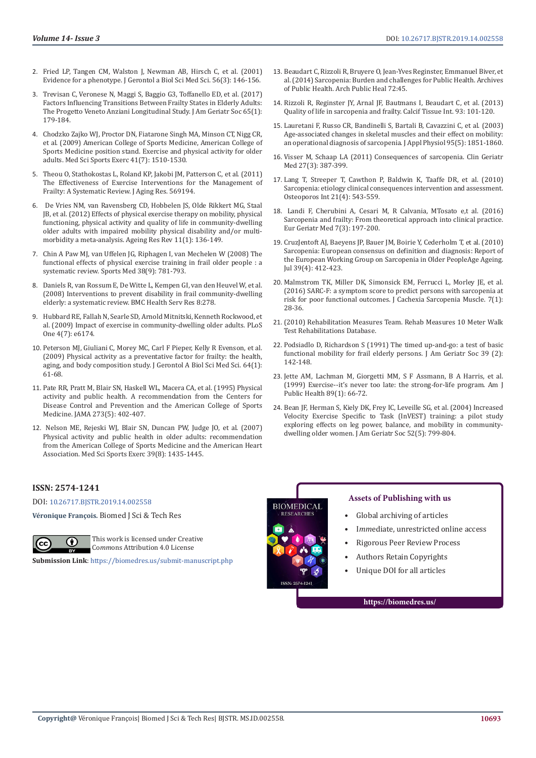2. Fried LP, Tangen CM, Walston J, Newman AB, Hirsch C, et al. (2001) Evidence for a phenotype. J Gerontol a Biol Sci Med Sci. 56(3): 146-156.

3. Trevisan C, Veronese N, Maggi S, Baggio G3, Toffanello ED, et al. (2017) Factors Influencing Transitions Between Frailty States in Elderly Adults: The Progetto Veneto Anziani Longitudinal Study. J Am Geriatr Soc 65(1): 179-184.

4. Chodzko Zajko WJ, Proctor DN, Fiatarone Singh MA, Minson CT, Nigg CR, et al. (2009) American College of Sports Medicine, American College of Sports Medicine position stand. Exercise and physical activity for older adults. Med Sci Sports Exerc 41(7): 1510-1530.

5. Theou O, Stathokostas L, Roland KP, Jakobi JM, Patterson C, et al. (2011) The Effectiveness of Exercise Interventions for the Management of Frailty: A Systematic Review. J Aging Res. 569194.

6. De Vries NM, van Ravensberg CD, Hobbelen JS, Olde Rikkert MG, Staal JB, et al. (2012) Effects of physical exercise therapy on mobility, physical functioning, physical activity and quality of life in community-dwelling older adults with impaired mobility physical disability and/or multi-morbidity a meta-analysis. Ageing Res Rev 11(1): 136-149.

7. Chin A Paw MJ, van Uffelen JG, Riphagen I, van Mechelen W (2008) The functional effects of physical exercise training in frail older people : a systematic review. Sports Med 38(9): 781-793.

8. Daniels R, van Rossum E, De Witte L, Kempen GI, van den Heuvel W, et al. (2008) Interventions to prevent disability in frail community-dwelling elderly: a systematic review. BMC Health Serv Res 8:278.

9. Hubbard RE, Fallah N, Searle SD, Arnold Mitnitski, Kenneth Rockwood, et al. (2009) Impact of exercise in community-dwelling older adults. PLoS One 4(7): e6174.

10. Peterson MJ, Giuliani C, Morey MC, Carl F Pieper, Kelly R Evenson, et al. (2009) Physical activity as a preventative factor for frailty: the health, aging, and body composition study. J Gerontol A Biol Sci Med Sci. 64(1): 61-68.

11. Pate RR, Pratt M, Blair SN, Haskell WL, Macera CA, et al. (1995) Physical activity and public health. A recommendation from the Centers for Disease Control and Prevention and the American College of Sports Medicine. JAMA 273(5): 402-407.

12. Nelson ME, Rejeski WJ, Blair SN, Duncan PW, Judge JO, et al. (2007) Physical activity and public health in older adults: recommendation from the American College of Sports Medicine and the American Heart Association. Med Sci Sports Exerc 39(8): 1435-1445.

13. Beaudart C, Rizzoli R, Bruyere O, Jean-Yves Reginster, Emmanuel Biver, et al. (2014) Sarcopenia: Burden and challenges for Public Health. Archives of Public Health. Arch Public Heal 72:45.

14. Rizzoli R, Reginster JY, Arnal JF, Bautmans I, Beaudart C, et al. (2013) Quality of life in sarcopenia and frailty. Calcif Tissue Int. 93: 101-120.

15. Lauretani F, Russo CR, Bandinelli S, Bartali B, Cavazzini C, et al. (2003) Age-associated changes in skeletal muscles and their effect on mobility: an operational diagnosis of sarcopenia. J Appl Physiol 95(5): 1851-1860.

16. Visser M, Schaap LA (2011) Consequences of sarcopenia. Clin Geriatr Med 27(3): 387-399.

17. Lang T, Streeper T, Cawthon P, Baldwin K, Taaffe DR, et al. (2010) Sarcopenia: etiology clinical consequences intervention and assessment. Osteoporos Int 21(4): 543-559.

18. Landi F, Cherubini A, Cesari M, R Calvania, MTosato e,t al. (2016) Sarcopenia and frailty: From theoretical approach into clinical practice. Eur Geriatr Med 7(3): 197-200.

19. CruzJentoft AJ, Baeyens JP, Bauer JM, Boirie Y, Cederholm T, et al. (2010) Sarcopenia: European consensus on definition and diagnosis: Report of the European Working Group on Sarcopenia in Older PeopleAge Ageing. Jul 39(4): 412-423.

20. Malmstrom TK, Miller DK, Simonsick EM, Ferrucci L, Morley JE, et al. (2016) SARC-F: a symptom score to predict persons with sarcopenia at risk for poor functional outcomes. J Cachexia Sarcopenia Muscle. 7(1): 28-36.

21. (2010) Rehabilitation Measures Team. Rehab Measures 10 Meter Walk Test Rehabilitations Database.

22. Podsiadlo D, Richardson S (1991) The timed up-and-go: a test of basic functional mobility for frail elderly persons. J Am Geriatr Soc 39 (2): 142-148.

23. Jette AM, Lachman M, Giorgetti MM, S F Assmann, B A Harris, et al. (1999) Exercise--it's never too late: the strong-for-life program. Am J Public Health 89(1): 66-72.

24. Bean JF, Herman S, Kiely DK, Frey IC, Leveille SG, et al. (2004) Increased Velocity Exercise Specific to Task (InVEST) training: a pilot study exploring effects on leg power, balance, and mobility in community-dwelling older women. J Am Geriatr Soc 52(5): 799-804.

**ISSN: 2574-1241**

DOI: 10.26717.BJSTR.2019.14.002558

**Véronique François.** Biomed J Sci & Tech Res

This work is licensed under Creative Commons Attribution 4.0 License

**Submission Link**: https://biomedres.us/submit-manuscript.php

### Assets of Publishing with us

- Global archiving of articles
- Immediate, unrestricted online access
- Rigorous Peer Review Process
- Authors Retain Copyrights
- Unique DOI for all articles

https://biomedres.us/